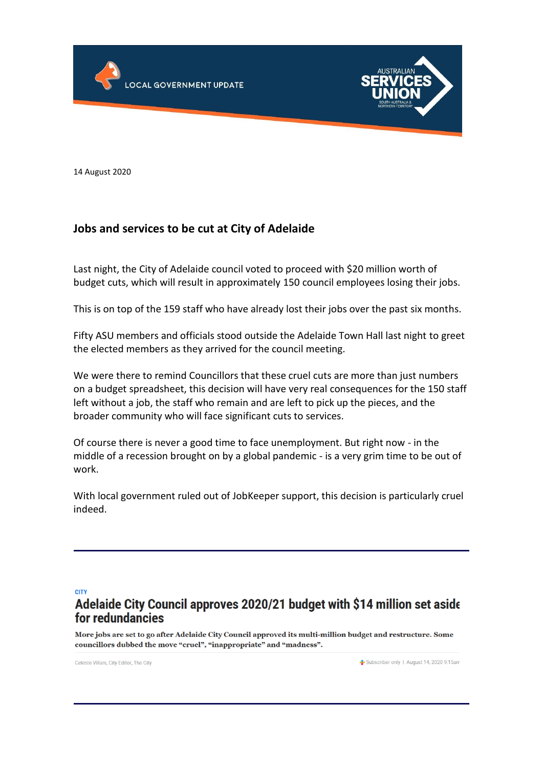LOCAL GOVERNMENT UPDATE

AUSTRALIAN SERVICES UNION

SOUTH AUSTRALIA & NORTHERN TERRITORY

14 August 2020

## Jobs and services to be cut at City of Adelaide

Last night, the City of Adelaide council voted to proceed with $20 million worth of budget cuts, which will result in approximately 150 council employees losing their jobs.

This is on top of the 159 staff who have already lost their jobs over the past six months.

Fifty ASU members and officials stood outside the Adelaide Town Hall last night to greet the elected members as they arrived for the council meeting.

We were there to remind Councillors that these cruel cuts are more than just numbers on a budget spreadsheet, this decision will have very real consequences for the 150 staff left without a job, the staff who remain and are left to pick up the pieces, and the broader community who will face significant cuts to services.

Of course there is never a good time to face unemployment. But right now - in the middle of a recession brought on by a global pandemic - is a very grim time to be out of work.

With local government ruled out of JobKeeper support, this decision is particularly cruel indeed.

---

CITY

### Adelaide City Council approves 2020/21 budget with $14 million set aside for redundancies

**More jobs are set to go after Adelaide City Council approved its multi-million budget and restructure. Some councillors dubbed the move "cruel", "inappropriate" and "madness".**

Celeste Villani, City Editor, The City

Subscriber only | August 14, 2020 9:15am

---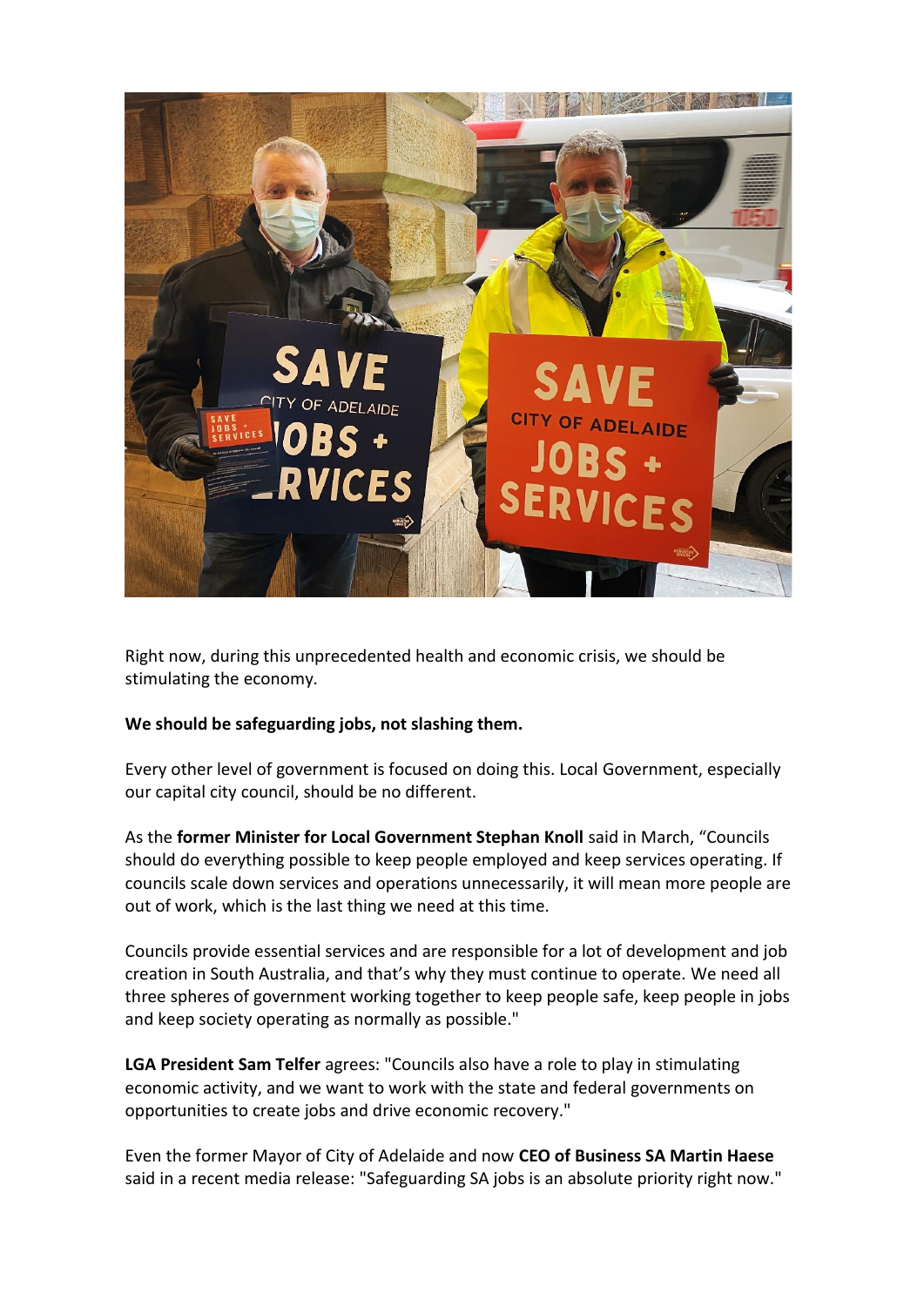Right now, during this unprecedented health and economic crisis, we should be stimulating the economy.

**We should be safeguarding jobs, not slashing them.**

Every other level of government is focused on doing this. Local Government, especially our capital city council, should be no different.

As the **former Minister for Local Government Stephan Knoll** said in March, "Councils should do everything possible to keep people employed and keep services operating. If councils scale down services and operations unnecessarily, it will mean more people are out of work, which is the last thing we need at this time.

Councils provide essential services and are responsible for a lot of development and job creation in South Australia, and that's why they must continue to operate. We need all three spheres of government working together to keep people safe, keep people in jobs and keep society operating as normally as possible."

**LGA President Sam Telfer** agrees: "Councils also have a role to play in stimulating economic activity, and we want to work with the state and federal governments on opportunities to create jobs and drive economic recovery."

Even the former Mayor of City of Adelaide and now **CEO of Business SA Martin Haese** said in a recent media release: "Safeguarding SA jobs is an absolute priority right now."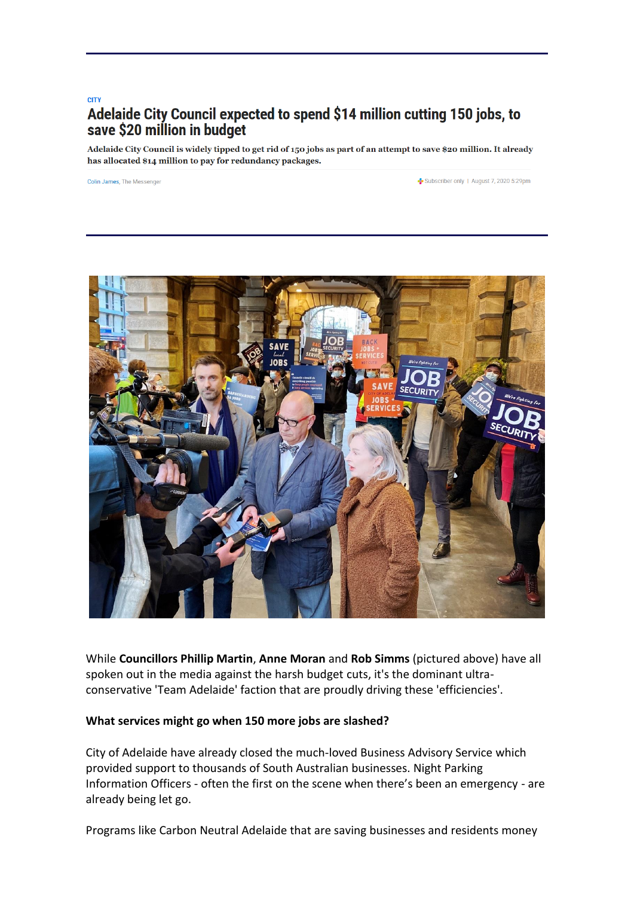CITY

# Adelaide City Council expected to spend $14 million cutting 150 jobs, to save $20 million in budget

**Adelaide City Council is widely tipped to get rid of 150 jobs as part of an attempt to save $20 million. It already has allocated $14 million to pay for redundancy packages.**

Colin James, The Messenger

Subscriber only | August 7, 2020 5:29pm

While **Councillors Phillip Martin**, **Anne Moran** and **Rob Simms** (pictured above) have all spoken out in the media against the harsh budget cuts, it's the dominant ultra-conservative 'Team Adelaide' faction that are proudly driving these 'efficiencies'.

**What services might go when 150 more jobs are slashed?**

City of Adelaide have already closed the much-loved Business Advisory Service which provided support to thousands of South Australian businesses. Night Parking Information Officers - often the first on the scene when there's been an emergency - are already being let go.

Programs like Carbon Neutral Adelaide that are saving businesses and residents money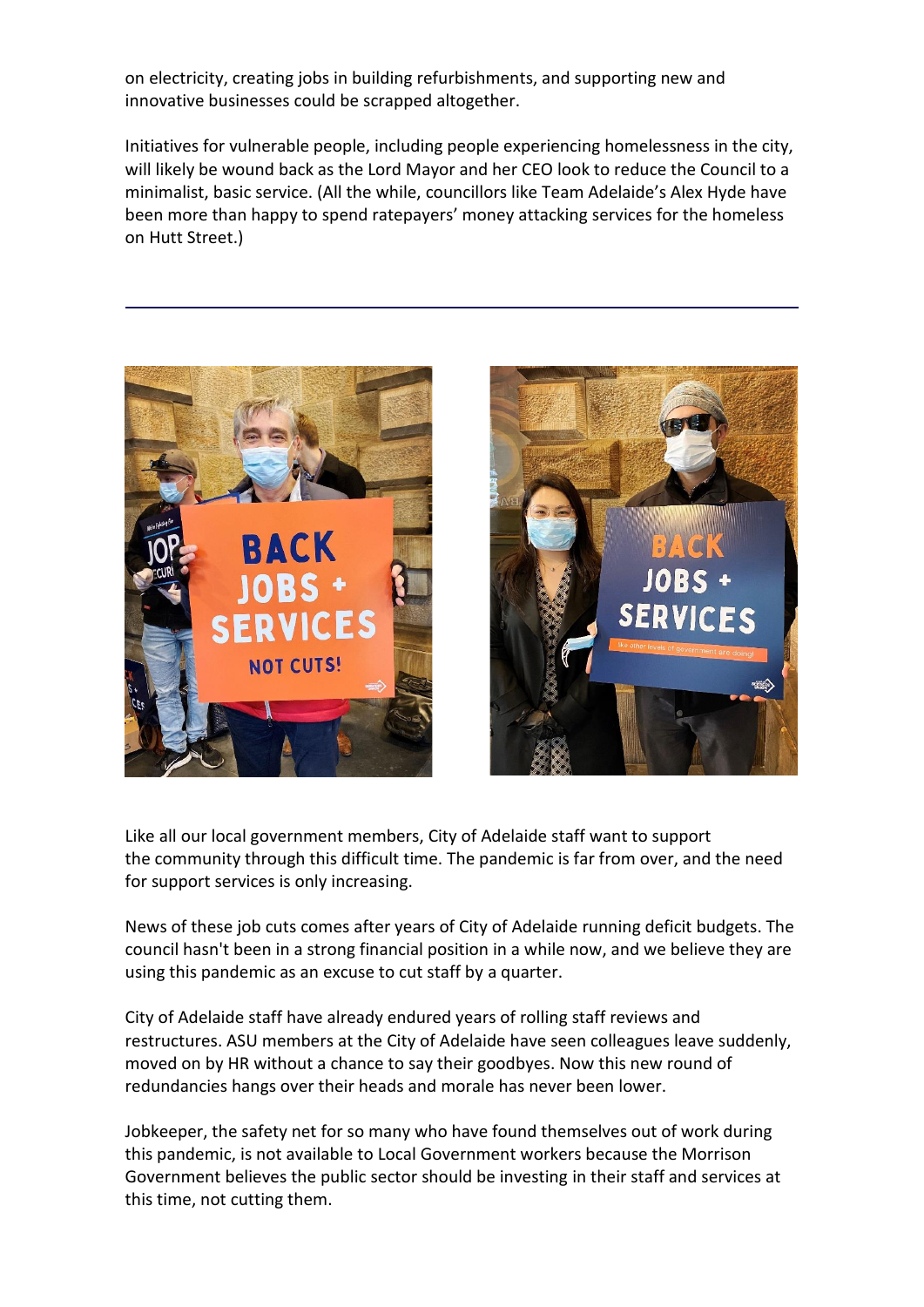on electricity, creating jobs in building refurbishments, and supporting new and innovative businesses could be scrapped altogether.

Initiatives for vulnerable people, including people experiencing homelessness in the city, will likely be wound back as the Lord Mayor and her CEO look to reduce the Council to a minimalist, basic service. (All the while, councillors like Team Adelaide's Alex Hyde have been more than happy to spend ratepayers' money attacking services for the homeless on Hutt Street.)

---

Like all our local government members, City of Adelaide staff want to support the community through this difficult time. The pandemic is far from over, and the need for support services is only increasing.

News of these job cuts comes after years of City of Adelaide running deficit budgets. The council hasn't been in a strong financial position in a while now, and we believe they are using this pandemic as an excuse to cut staff by a quarter.

City of Adelaide staff have already endured years of rolling staff reviews and restructures. ASU members at the City of Adelaide have seen colleagues leave suddenly, moved on by HR without a chance to say their goodbyes. Now this new round of redundancies hangs over their heads and morale has never been lower.

Jobkeeper, the safety net for so many who have found themselves out of work during this pandemic, is not available to Local Government workers because the Morrison Government believes the public sector should be investing in their staff and services at this time, not cutting them.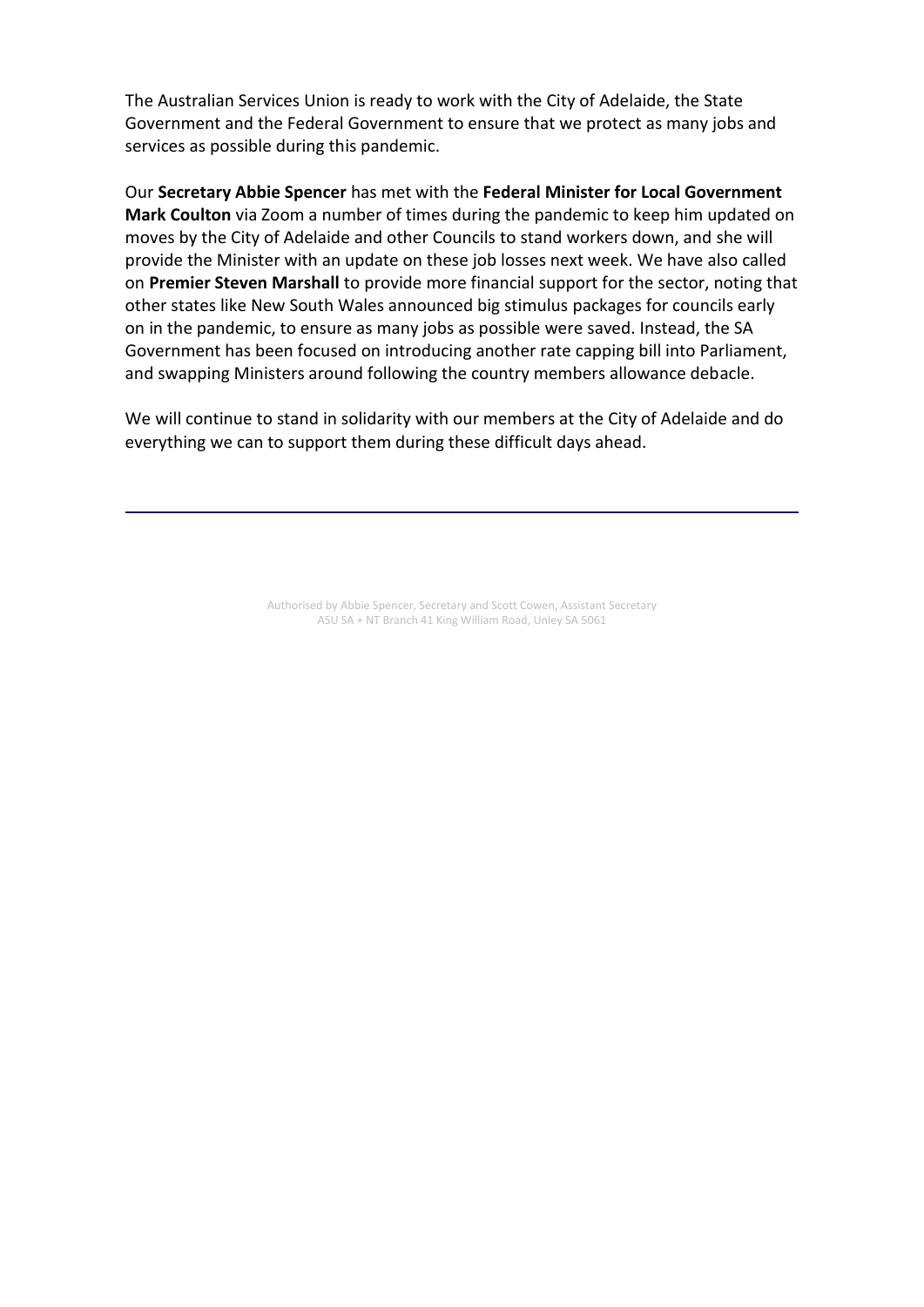The Australian Services Union is ready to work with the City of Adelaide, the State Government and the Federal Government to ensure that we protect as many jobs and services as possible during this pandemic.

Our **Secretary Abbie Spencer** has met with the **Federal Minister for Local Government Mark Coulton** via Zoom a number of times during the pandemic to keep him updated on moves by the City of Adelaide and other Councils to stand workers down, and she will provide the Minister with an update on these job losses next week. We have also called on **Premier Steven Marshall** to provide more financial support for the sector, noting that other states like New South Wales announced big stimulus packages for councils early on in the pandemic, to ensure as many jobs as possible were saved. Instead, the SA Government has been focused on introducing another rate capping bill into Parliament, and swapping Ministers around following the country members allowance debacle.

We will continue to stand in solidarity with our members at the City of Adelaide and do everything we can to support them during these difficult days ahead.

---

Authorised by Abbie Spencer, Secretary and Scott Cowen, Assistant Secretary
ASU SA + NT Branch 41 King William Road, Unley SA 5061